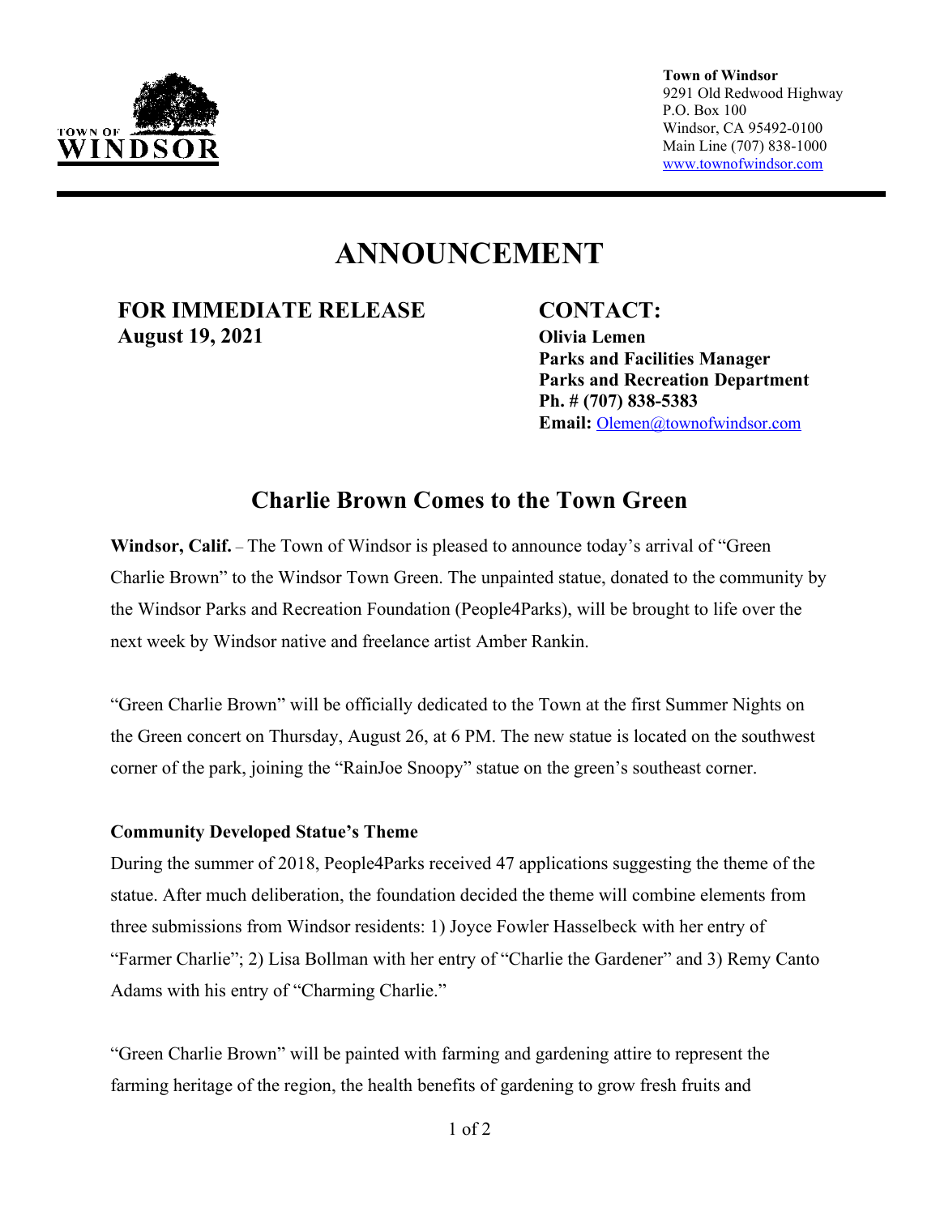**Town of Windsor**
9291 Old Redwood Highway
P.O. Box 100
Windsor, CA 95492-0100
Main Line (707) 838-1000
www.townofwindsor.com

# ANNOUNCEMENT

**FOR IMMEDIATE RELEASE**
**August 19, 2021**

**CONTACT:**
**Olivia Lemen**
**Parks and Facilities Manager**
**Parks and Recreation Department**
**Ph. # (707) 838-5383**
**Email:** Olemen@townofwindsor.com

## Charlie Brown Comes to the Town Green

**Windsor, Calif.** – The Town of Windsor is pleased to announce today's arrival of "Green Charlie Brown" to the Windsor Town Green. The unpainted statue, donated to the community by the Windsor Parks and Recreation Foundation (People4Parks), will be brought to life over the next week by Windsor native and freelance artist Amber Rankin.

"Green Charlie Brown" will be officially dedicated to the Town at the first Summer Nights on the Green concert on Thursday, August 26, at 6 PM. The new statue is located on the southwest corner of the park, joining the "RainJoe Snoopy" statue on the green's southeast corner.

### Community Developed Statue's Theme

During the summer of 2018, People4Parks received 47 applications suggesting the theme of the statue. After much deliberation, the foundation decided the theme will combine elements from three submissions from Windsor residents: 1) Joyce Fowler Hasselbeck with her entry of "Farmer Charlie"; 2) Lisa Bollman with her entry of "Charlie the Gardener" and 3) Remy Canto Adams with his entry of "Charming Charlie."

"Green Charlie Brown" will be painted with farming and gardening attire to represent the farming heritage of the region, the health benefits of gardening to grow fresh fruits and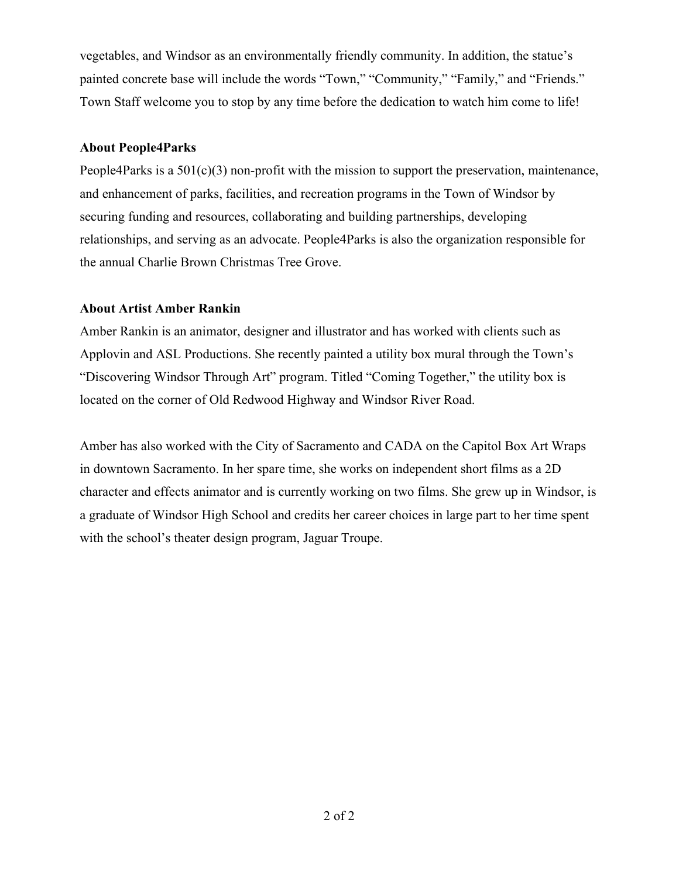vegetables, and Windsor as an environmentally friendly community. In addition, the statue's painted concrete base will include the words "Town," "Community," "Family," and "Friends." Town Staff welcome you to stop by any time before the dedication to watch him come to life!

**About People4Parks**

People4Parks is a 501(c)(3) non-profit with the mission to support the preservation, maintenance, and enhancement of parks, facilities, and recreation programs in the Town of Windsor by securing funding and resources, collaborating and building partnerships, developing relationships, and serving as an advocate. People4Parks is also the organization responsible for the annual Charlie Brown Christmas Tree Grove.

**About Artist Amber Rankin**

Amber Rankin is an animator, designer and illustrator and has worked with clients such as Applovin and ASL Productions. She recently painted a utility box mural through the Town's "Discovering Windsor Through Art" program. Titled "Coming Together," the utility box is located on the corner of Old Redwood Highway and Windsor River Road.

Amber has also worked with the City of Sacramento and CADA on the Capitol Box Art Wraps in downtown Sacramento. In her spare time, she works on independent short films as a 2D character and effects animator and is currently working on two films. She grew up in Windsor, is a graduate of Windsor High School and credits her career choices in large part to her time spent with the school's theater design program, Jaguar Troupe.